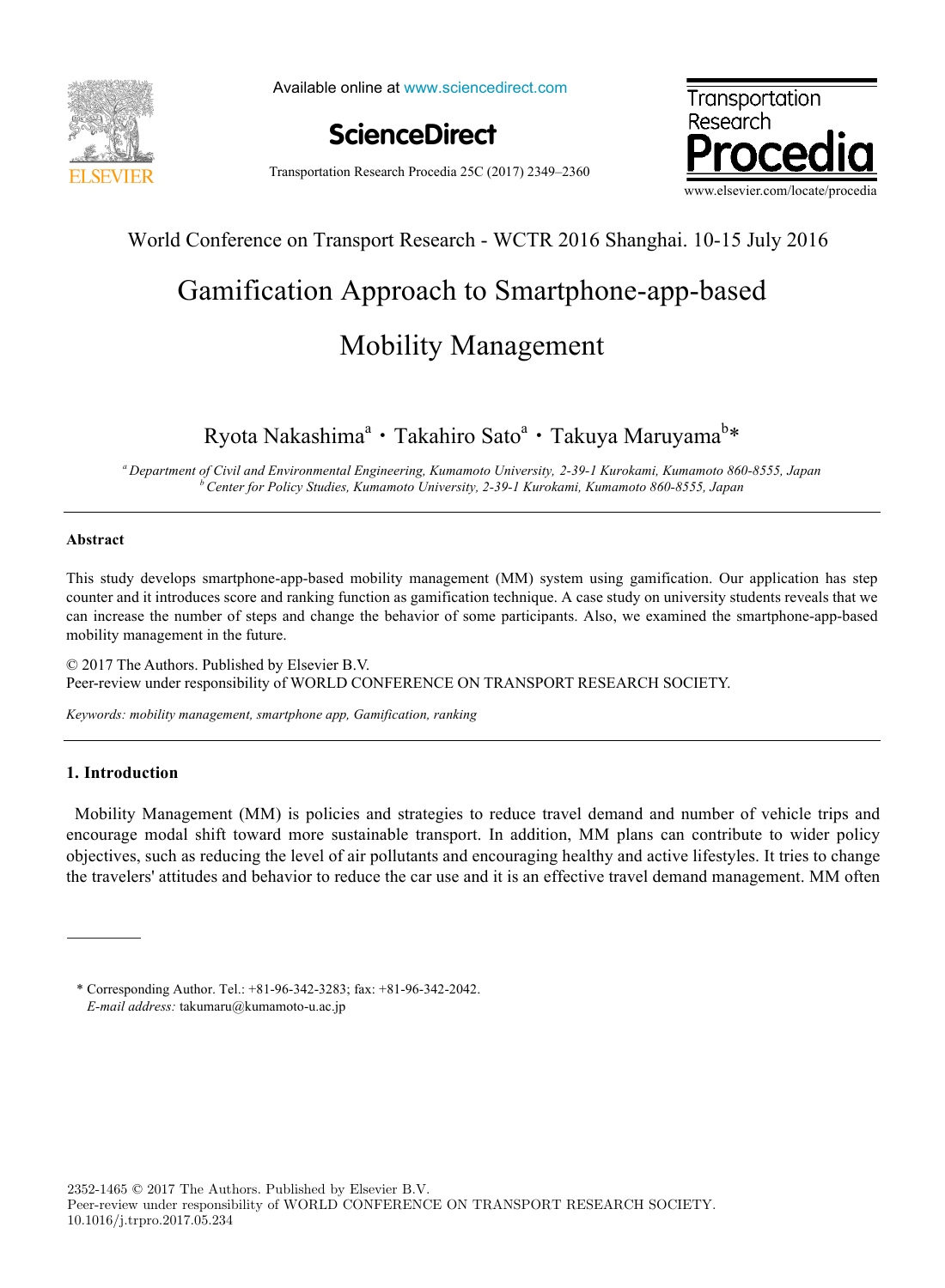World Conference on Transport Research - WCTR 2016 Shanghai. 10-15 July 2016

# Gamification Approach to Smartphone-app-based Mobility Management

Ryota Nakashima[a]・Takahiro Sato[a]・Takuya Maruyama[b]*

[a] Department of Civil and Environmental Engineering, Kumamoto University, 2-39-1 Kurokami, Kumamoto 860-8555, Japan
[b] Center for Policy Studies, Kumamoto University, 2-39-1 Kurokami, Kumamoto 860-8555, Japan

---

**Abstract**

This study develops smartphone-app-based mobility management (MM) system using gamification. Our application has step counter and it introduces score and ranking function as gamification technique. A case study on university students reveals that we can increase the number of steps and change the behavior of some participants. Also, we examined the smartphone-app-based mobility management in the future.

© 2017 The Authors. Published by Elsevier B.V.
Peer-review under responsibility of WORLD CONFERENCE ON TRANSPORT RESEARCH SOCIETY.

*Keywords:* *mobility management, smartphone app, Gamification, ranking*

---

## 1. Introduction

Mobility Management (MM) is policies and strategies to reduce travel demand and number of vehicle trips and encourage modal shift toward more sustainable transport. In addition, MM plans can contribute to wider policy objectives, such as reducing the level of air pollutants and encouraging healthy and active lifestyles. It tries to change the travelers' attitudes and behavior to reduce the car use and it is an effective travel demand management. MM often

---

\* Corresponding Author. Tel.: +81-96-342-3283; fax: +81-96-342-2042.
*E-mail address:* takumaru@kumamoto-u.ac.jp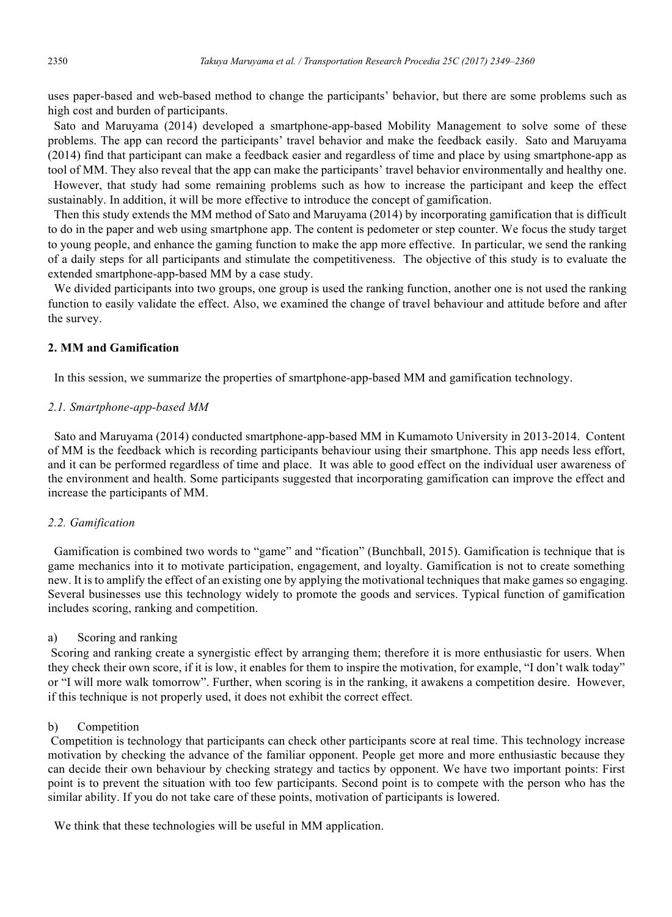uses paper-based and web-based method to change the participants' behavior, but there are some problems such as high cost and burden of participants.

Sato and Maruyama (2014) developed a smartphone-app-based Mobility Management to solve some of these problems. The app can record the participants' travel behavior and make the feedback easily. Sato and Maruyama (2014) find that participant can make a feedback easier and regardless of time and place by using smartphone-app as tool of MM. They also reveal that the app can make the participants' travel behavior environmentally and healthy one.

However, that study had some remaining problems such as how to increase the participant and keep the effect sustainably. In addition, it will be more effective to introduce the concept of gamification.

Then this study extends the MM method of Sato and Maruyama (2014) by incorporating gamification that is difficult to do in the paper and web using smartphone app. The content is pedometer or step counter. We focus the study target to young people, and enhance the gaming function to make the app more effective. In particular, we send the ranking of a daily steps for all participants and stimulate the competitiveness. The objective of this study is to evaluate the extended smartphone-app-based MM by a case study.

We divided participants into two groups, one group is used the ranking function, another one is not used the ranking function to easily validate the effect. Also, we examined the change of travel behaviour and attitude before and after the survey.

## 2. MM and Gamification

In this session, we summarize the properties of smartphone-app-based MM and gamification technology.

### *2.1. Smartphone-app-based MM*

Sato and Maruyama (2014) conducted smartphone-app-based MM in Kumamoto University in 2013-2014. Content of MM is the feedback which is recording participants behaviour using their smartphone. This app needs less effort, and it can be performed regardless of time and place. It was able to good effect on the individual user awareness of the environment and health. Some participants suggested that incorporating gamification can improve the effect and increase the participants of MM.

### *2.2. Gamification*

Gamification is combined two words to "game" and "fication" (Bunchball, 2015). Gamification is technique that is game mechanics into it to motivate participation, engagement, and loyalty. Gamification is not to create something new. It is to amplify the effect of an existing one by applying the motivational techniques that make games so engaging. Several businesses use this technology widely to promote the goods and services. Typical function of gamification includes scoring, ranking and competition.

a) Scoring and ranking

Scoring and ranking create a synergistic effect by arranging them; therefore it is more enthusiastic for users. When they check their own score, if it is low, it enables for them to inspire the motivation, for example, "I don't walk today" or "I will more walk tomorrow". Further, when scoring is in the ranking, it awakens a competition desire. However, if this technique is not properly used, it does not exhibit the correct effect.

b) Competition

Competition is technology that participants can check other participants score at real time. This technology increase motivation by checking the advance of the familiar opponent. People get more and more enthusiastic because they can decide their own behaviour by checking strategy and tactics by opponent. We have two important points: First point is to prevent the situation with too few participants. Second point is to compete with the person who has the similar ability. If you do not take care of these points, motivation of participants is lowered.

We think that these technologies will be useful in MM application.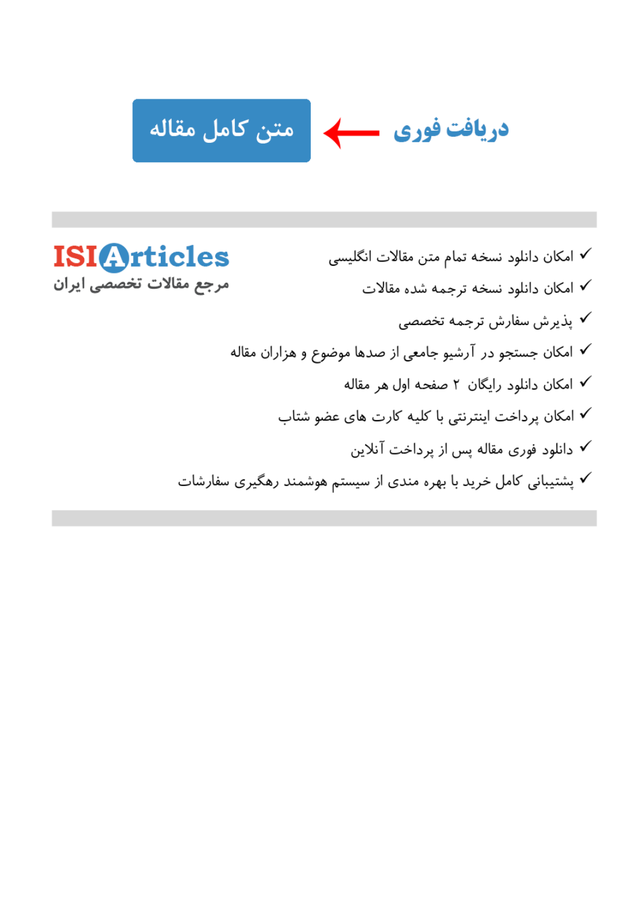**متن کامل مقاله** ← **دریافت فوری**

---

**ISIArticles**

مرجع مقالات تخصصی ایران

- ✓ امکان دانلود نسخه تمام متن مقالات انگلیسی
- ✓ امکان دانلود نسخه ترجمه شده مقالات
- ✓ پذیرش سفارش ترجمه تخصصی
- ✓ امکان جستجو در آرشیو جامعی از صدها موضوع و هزاران مقاله
- ✓ امکان دانلود رایگان ۲ صفحه اول هر مقاله
- ✓ امکان پرداخت اینترنتی با کلیه کارت های عضو شتاب
- ✓ دانلود فوری مقاله پس از پرداخت آنلاین
- ✓ پشتیبانی کامل خرید با بهره مندی از سیستم هوشمند رهگیری سفارشات

---